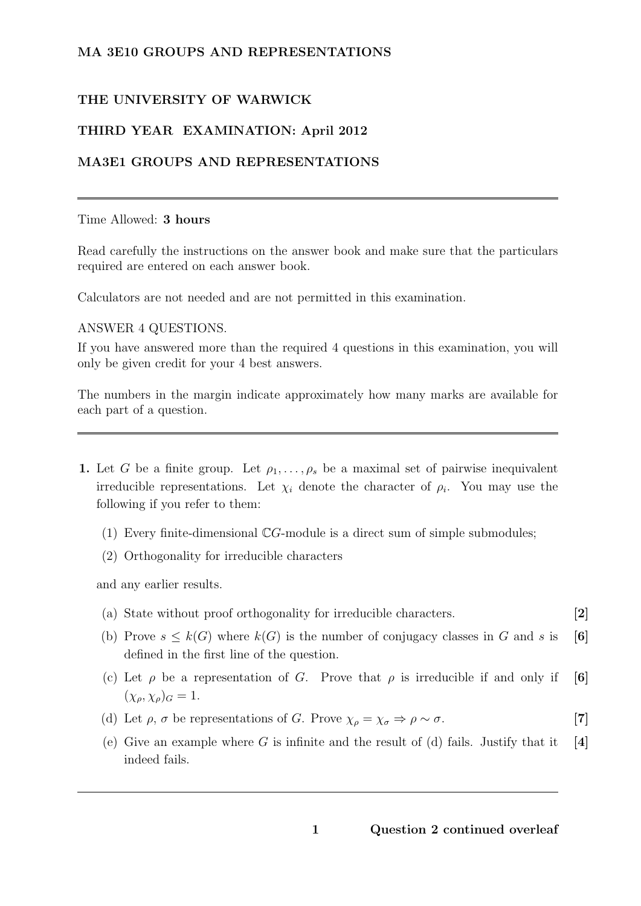**MA 3E10 GROUPS AND REPRESENTATIONS**

**THE UNIVERSITY OF WARWICK**

**THIRD YEAR EXAMINATION: April 2012**

**MA3E1 GROUPS AND REPRESENTATIONS**

---

Time Allowed: **3 hours**

Read carefully the instructions on the answer book and make sure that the particulars required are entered on each answer book.

Calculators are not needed and are not permitted in this examination.

ANSWER 4 QUESTIONS.

If you have answered more than the required 4 questions in this examination, you will only be given credit for your 4 best answers.

The numbers in the margin indicate approximately how many marks are available for each part of a question.

---

**1.** Let $G$ be a finite group. Let $\rho_1, \ldots, \rho_s$ be a maximal set of pairwise inequivalent irreducible representations. Let $\chi_i$ denote the character of $\rho_i$. You may use the following if you refer to them:

(1) Every finite-dimensional $\mathbb{C}G$-module is a direct sum of simple submodules;

(2) Orthogonality for irreducible characters

and any earlier results.

(a) State without proof orthogonality for irreducible characters. **[2]**

(b) Prove $s \leq k(G)$ where $k(G)$ is the number of conjugacy classes in $G$ and $s$ is defined in the first line of the question. **[6]**

(c) Let $\rho$ be a representation of $G$. Prove that $\rho$ is irreducible if and only if $(\chi_\rho, \chi_\rho)_G = 1$. **[6]**

(d) Let $\rho$, $\sigma$ be representations of $G$. Prove $\chi_\rho = \chi_\sigma \Rightarrow \rho \sim \sigma$. **[7]**

(e) Give an example where $G$ is infinite and the result of (d) fails. Justify that it indeed fails. **[4]**

---

**Question 2 continued overleaf**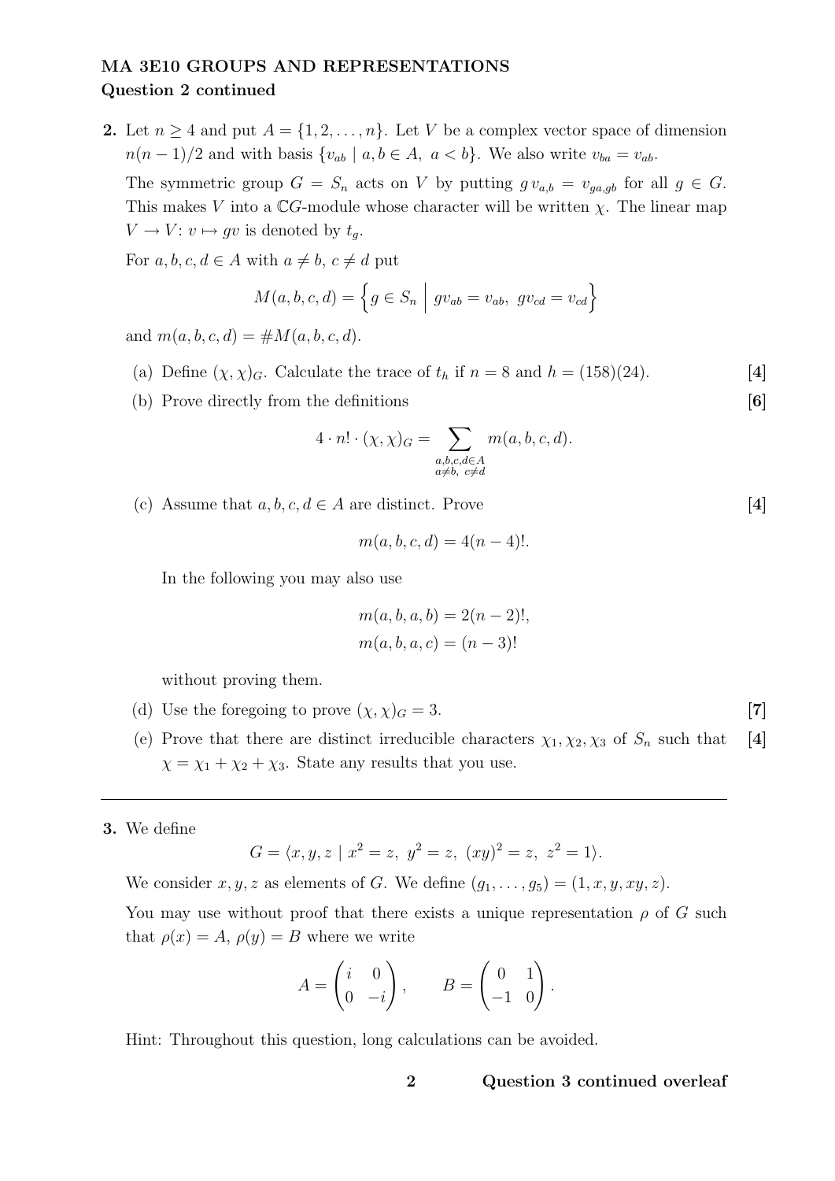**MA 3E10 GROUPS AND REPRESENTATIONS**
**Question 2 continued**

**2.** Let $n \geq 4$ and put $A = \{1, 2, \ldots, n\}$. Let $V$ be a complex vector space of dimension $n(n-1)/2$ and with basis $\{v_{ab} \mid a, b \in A,\ a < b\}$. We also write $v_{ba} = v_{ab}$.

The symmetric group $G = S_n$ acts on $V$ by putting $g\, v_{a,b} = v_{ga,gb}$ for all $g \in G$. This makes $V$ into a $\mathbb{C}G$-module whose character will be written $\chi$. The linear map $V \to V \colon v \mapsto gv$ is denoted by $t_g$.

For $a, b, c, d \in A$ with $a \neq b$, $c \neq d$ put

$$M(a,b,c,d) = \left\{ g \in S_n \;\middle|\; gv_{ab} = v_{ab},\ gv_{cd} = v_{cd} \right\}$$

and $m(a,b,c,d) = \#M(a,b,c,d)$.

(a) Define $(\chi, \chi)_G$. Calculate the trace of $t_h$ if $n = 8$ and $h = (158)(24)$. **[4]**

(b) Prove directly from the definitions **[6]**

$$4 \cdot n! \cdot (\chi, \chi)_G = \sum_{\substack{a,b,c,d \in A \\ a \neq b,\ c \neq d}} m(a,b,c,d).$$

(c) Assume that $a, b, c, d \in A$ are distinct. Prove **[4]**

$$m(a,b,c,d) = 4(n-4)!.$$

In the following you may also use

$$m(a,b,a,b) = 2(n-2)!,$$
$$m(a,b,a,c) = (n-3)!$$

without proving them.

(d) Use the foregoing to prove $(\chi, \chi)_G = 3$. **[7]**

(e) Prove that there are distinct irreducible characters $\chi_1, \chi_2, \chi_3$ of $S_n$ such that $\chi = \chi_1 + \chi_2 + \chi_3$. State any results that you use. **[4]**

---

**3.** We define

$$G = \langle x, y, z \mid x^2 = z,\ y^2 = z,\ (xy)^2 = z,\ z^2 = 1 \rangle.$$

We consider $x, y, z$ as elements of $G$. We define $(g_1, \ldots, g_5) = (1, x, y, xy, z)$.

You may use without proof that there exists a unique representation $\rho$ of $G$ such that $\rho(x) = A$, $\rho(y) = B$ where we write

$$A = \begin{pmatrix} i & 0 \\ 0 & -i \end{pmatrix}, \qquad B = \begin{pmatrix} 0 & 1 \\ -1 & 0 \end{pmatrix}.$$

Hint: Throughout this question, long calculations can be avoided.

**Question 3 continued overleaf**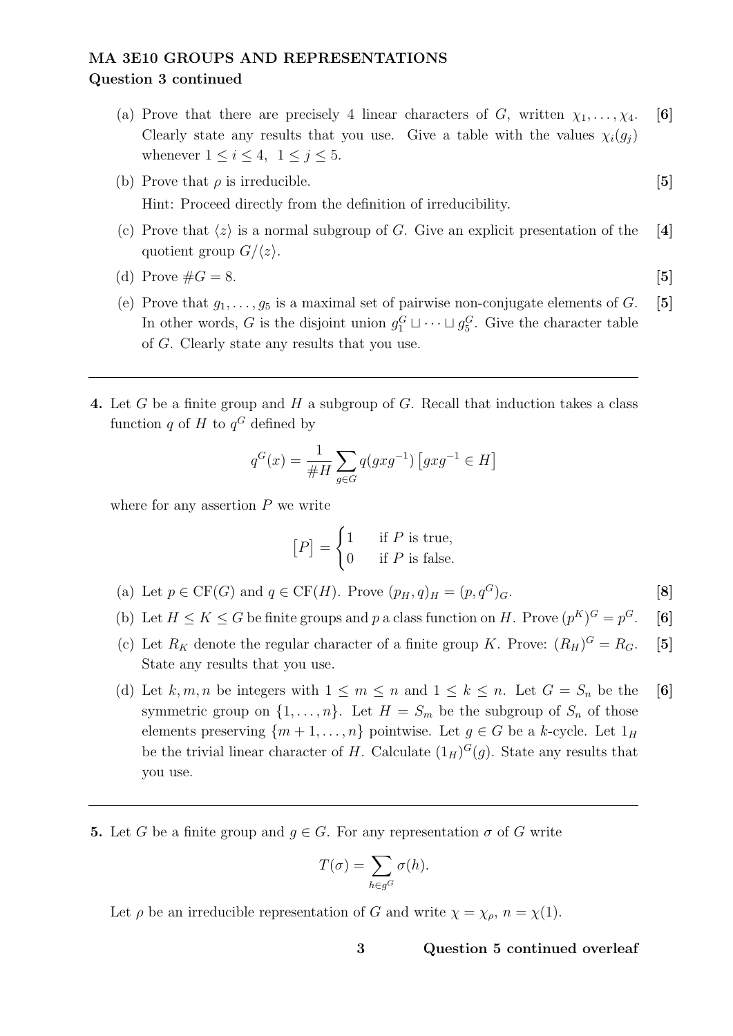**MA 3E10 GROUPS AND REPRESENTATIONS**
**Question 3 continued**

(a) Prove that there are precisely 4 linear characters of $G$, written $\chi_1, \ldots, \chi_4$. Clearly state any results that you use. Give a table with the values $\chi_i(g_j)$ whenever $1 \le i \le 4$, $1 \le j \le 5$. **[6]**

(b) Prove that $\rho$ is irreducible. **[5]**
Hint: Proceed directly from the definition of irreducibility.

(c) Prove that $\langle z \rangle$ is a normal subgroup of $G$. Give an explicit presentation of the quotient group $G/\langle z \rangle$. **[4]**

(d) Prove $\#G = 8$. **[5]**

(e) Prove that $g_1, \ldots, g_5$ is a maximal set of pairwise non-conjugate elements of $G$. In other words, $G$ is the disjoint union $g_1^G \sqcup \cdots \sqcup g_5^G$. Give the character table of $G$. Clearly state any results that you use. **[5]**

---

**4.** Let $G$ be a finite group and $H$ a subgroup of $G$. Recall that induction takes a class function $q$ of $H$ to $q^G$ defined by

$$q^G(x) = \frac{1}{\#H} \sum_{g \in G} q(gxg^{-1}) \left[ gxg^{-1} \in H \right]$$

where for any assertion $P$ we write

$$\left[ P \right] = \begin{cases} 1 & \text{if } P \text{ is true,} \\ 0 & \text{if } P \text{ is false.} \end{cases}$$

(a) Let $p \in \mathrm{CF}(G)$ and $q \in \mathrm{CF}(H)$. Prove $(p_H, q)_H = (p, q^G)_G$. **[8]**

(b) Let $H \le K \le G$ be finite groups and $p$ a class function on $H$. Prove $(p^K)^G = p^G$. **[6]**

(c) Let $R_K$ denote the regular character of a finite group $K$. Prove: $(R_H)^G = R_G$. State any results that you use. **[5]**

(d) Let $k, m, n$ be integers with $1 \le m \le n$ and $1 \le k \le n$. Let $G = S_n$ be the symmetric group on $\{1, \ldots, n\}$. Let $H = S_m$ be the subgroup of $S_n$ of those elements preserving $\{m+1, \ldots, n\}$ pointwise. Let $g \in G$ be a $k$-cycle. Let $1_H$ be the trivial linear character of $H$. Calculate $(1_H)^G(g)$. State any results that you use. **[6]**

---

**5.** Let $G$ be a finite group and $g \in G$. For any representation $\sigma$ of $G$ write

$$T(\sigma) = \sum_{h \in g^G} \sigma(h).$$

Let $\rho$ be an irreducible representation of $G$ and write $\chi = \chi_\rho$, $n = \chi(1)$.

**Question 5 continued overleaf**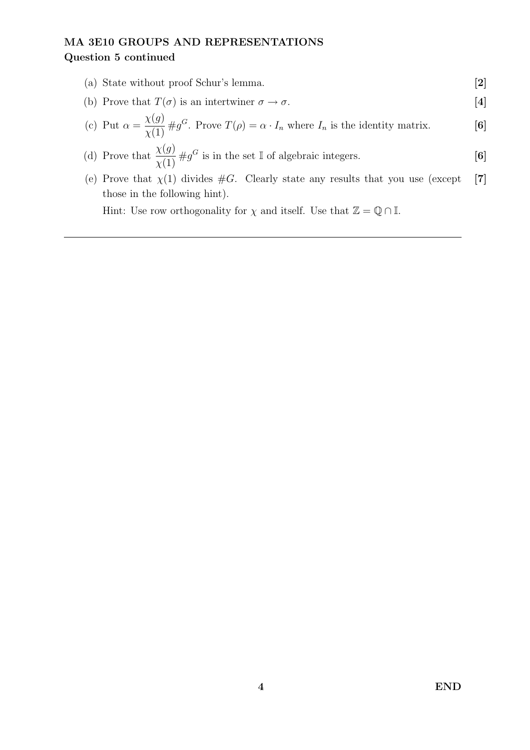**MA 3E10 GROUPS AND REPRESENTATIONS**
**Question 5 continued**

(a) State without proof Schur's lemma. **[2]**

(b) Prove that $T(\sigma)$ is an intertwiner $\sigma \to \sigma$. **[4]**

(c) Put $\alpha = \dfrac{\chi(g)}{\chi(1)}\,\#g^G$. Prove $T(\rho) = \alpha \cdot I_n$ where $I_n$ is the identity matrix. **[6]**

(d) Prove that $\dfrac{\chi(g)}{\chi(1)}\,\#g^G$ is in the set $\mathbb{I}$ of algebraic integers. **[6]**

(e) Prove that $\chi(1)$ divides $\#G$. Clearly state any results that you use (except those in the following hint). **[7]**

Hint: Use row orthogonality for $\chi$ and itself. Use that $\mathbb{Z} = \mathbb{Q} \cap \mathbb{I}$.

---

**END**